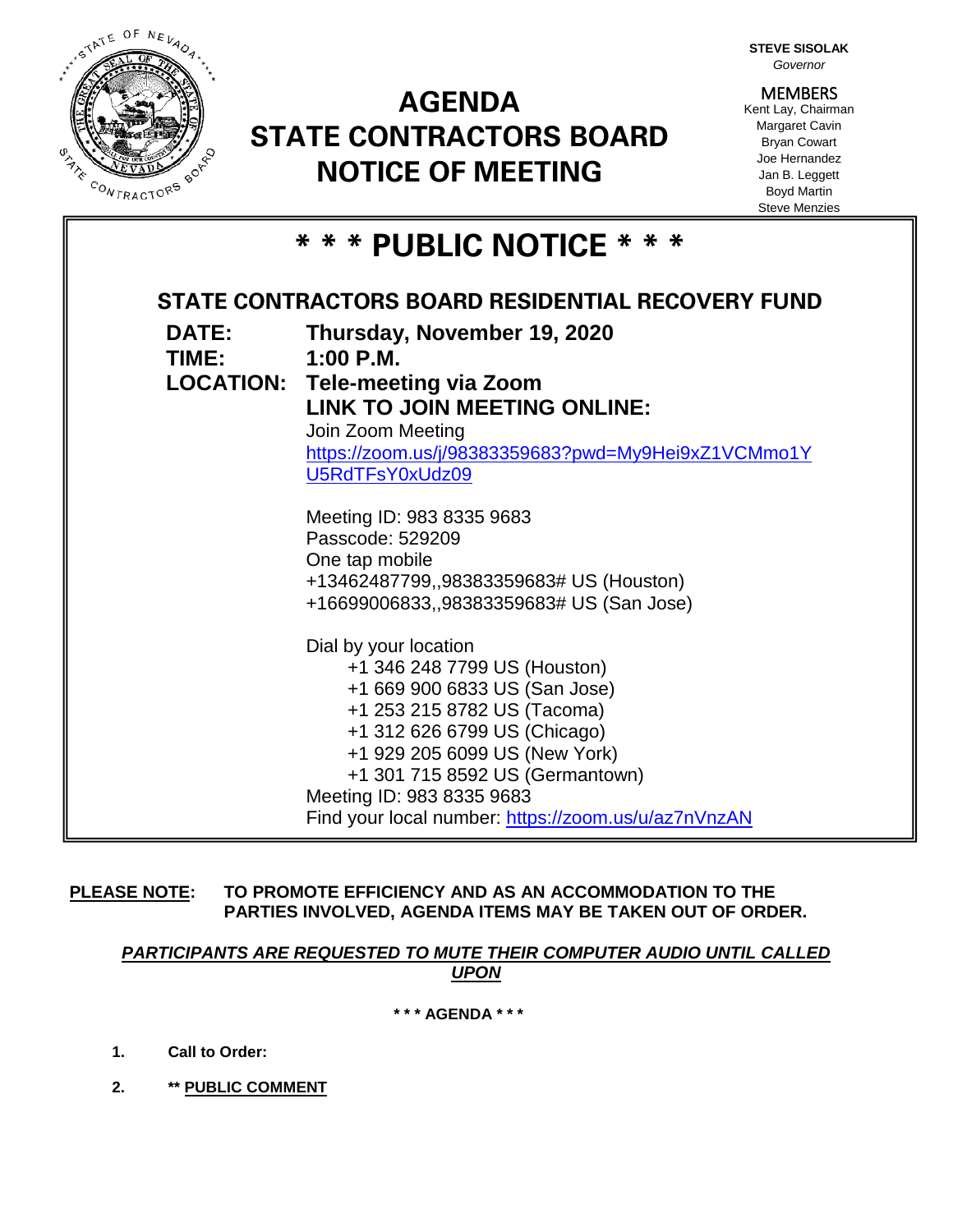**STEVE SISOLAK**
*Governor*

MEMBERS
Kent Lay, Chairman
Margaret Cavin
Bryan Cowart
Joe Hernandez
Jan B. Leggett
Boyd Martin
Steve Menzies

# AGENDA
# STATE CONTRACTORS BOARD
# NOTICE OF MEETING

## * * * PUBLIC NOTICE * * *

### STATE CONTRACTORS BOARD RESIDENTIAL RECOVERY FUND

**DATE:** **Thursday, November 19, 2020**

**TIME:** **1:00 P.M.**

**LOCATION:** **Tele-meeting via Zoom**

**LINK TO JOIN MEETING ONLINE:**

Join Zoom Meeting
https://zoom.us/j/98383359683?pwd=My9Hei9xZ1VCMmo1YU5RdTFsY0xUdz09

Meeting ID: 983 8335 9683
Passcode: 529209
One tap mobile
+13462487799,,98383359683# US (Houston)
+16699006833,,98383359683# US (San Jose)

Dial by your location
+1 346 248 7799 US (Houston)
+1 669 900 6833 US (San Jose)
+1 253 215 8782 US (Tacoma)
+1 312 626 6799 US (Chicago)
+1 929 205 6099 US (New York)
+1 301 715 8592 US (Germantown)
Meeting ID: 983 8335 9683
Find your local number: https://zoom.us/u/az7nVnzAN

**PLEASE NOTE: TO PROMOTE EFFICIENCY AND AS AN ACCOMMODATION TO THE PARTIES INVOLVED, AGENDA ITEMS MAY BE TAKEN OUT OF ORDER.**

***PARTICIPANTS ARE REQUESTED TO MUTE THEIR COMPUTER AUDIO UNTIL CALLED UPON***

**\* \* \* AGENDA \* \* \***

1. **Call to Order:**
2. **\*\* PUBLIC COMMENT**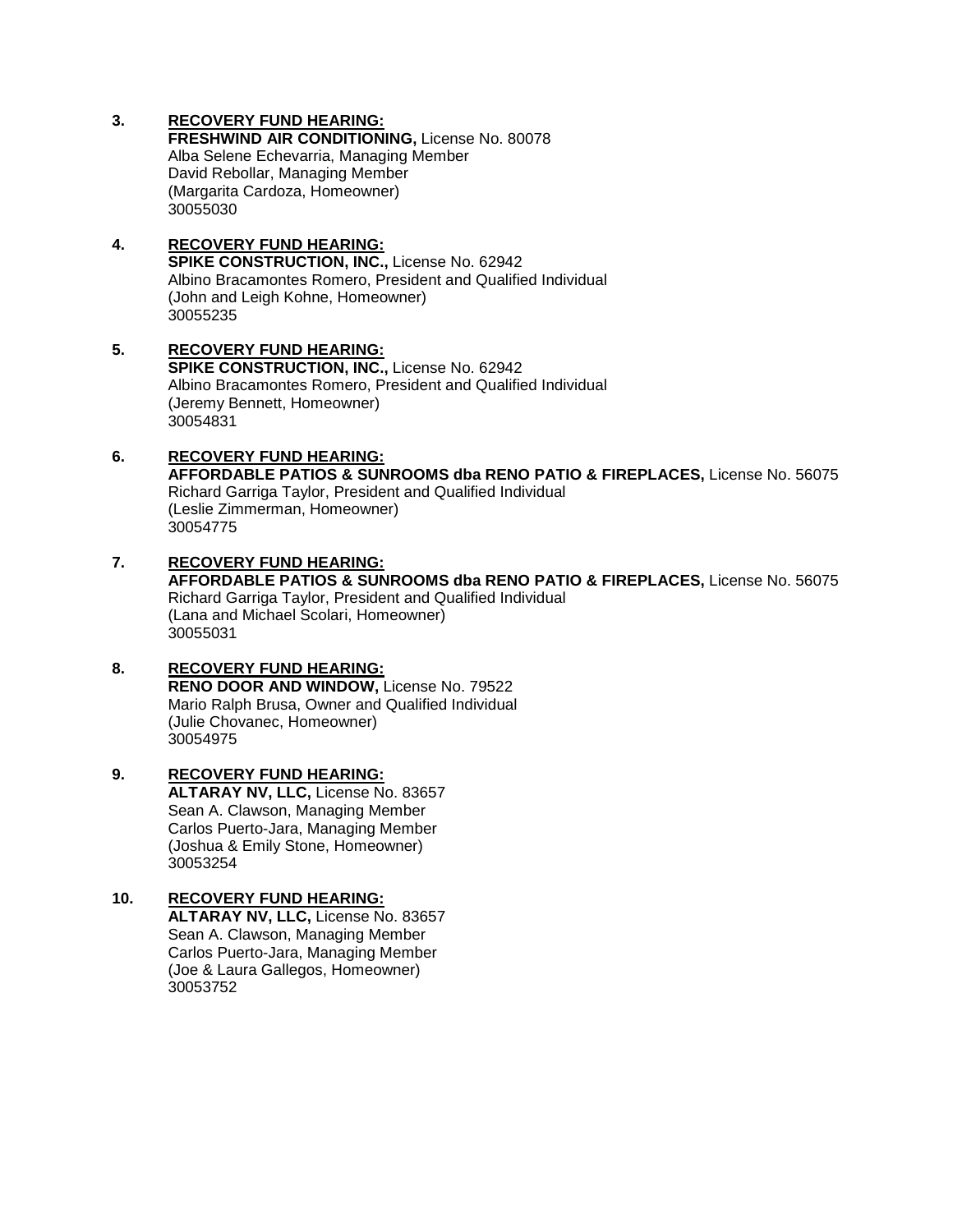3. **RECOVERY FUND HEARING:**
   **FRESHWIND AIR CONDITIONING,** License No. 80078
   Alba Selene Echevarria, Managing Member
   David Rebollar, Managing Member
   (Margarita Cardoza, Homeowner)
   30055030

4. **RECOVERY FUND HEARING:**
   **SPIKE CONSTRUCTION, INC.,** License No. 62942
   Albino Bracamontes Romero, President and Qualified Individual
   (John and Leigh Kohne, Homeowner)
   30055235

5. **RECOVERY FUND HEARING:**
   **SPIKE CONSTRUCTION, INC.,** License No. 62942
   Albino Bracamontes Romero, President and Qualified Individual
   (Jeremy Bennett, Homeowner)
   30054831

6. **RECOVERY FUND HEARING:**
   **AFFORDABLE PATIOS & SUNROOMS dba RENO PATIO & FIREPLACES,** License No. 56075
   Richard Garriga Taylor, President and Qualified Individual
   (Leslie Zimmerman, Homeowner)
   30054775

7. **RECOVERY FUND HEARING:**
   **AFFORDABLE PATIOS & SUNROOMS dba RENO PATIO & FIREPLACES,** License No. 56075
   Richard Garriga Taylor, President and Qualified Individual
   (Lana and Michael Scolari, Homeowner)
   30055031

8. **RECOVERY FUND HEARING:**
   **RENO DOOR AND WINDOW,** License No. 79522
   Mario Ralph Brusa, Owner and Qualified Individual
   (Julie Chovanec, Homeowner)
   30054975

9. **RECOVERY FUND HEARING:**
   **ALTARAY NV, LLC,** License No. 83657
   Sean A. Clawson, Managing Member
   Carlos Puerto-Jara, Managing Member
   (Joshua & Emily Stone, Homeowner)
   30053254

10. **RECOVERY FUND HEARING:**
    **ALTARAY NV, LLC,** License No. 83657
    Sean A. Clawson, Managing Member
    Carlos Puerto-Jara, Managing Member
    (Joe & Laura Gallegos, Homeowner)
    30053752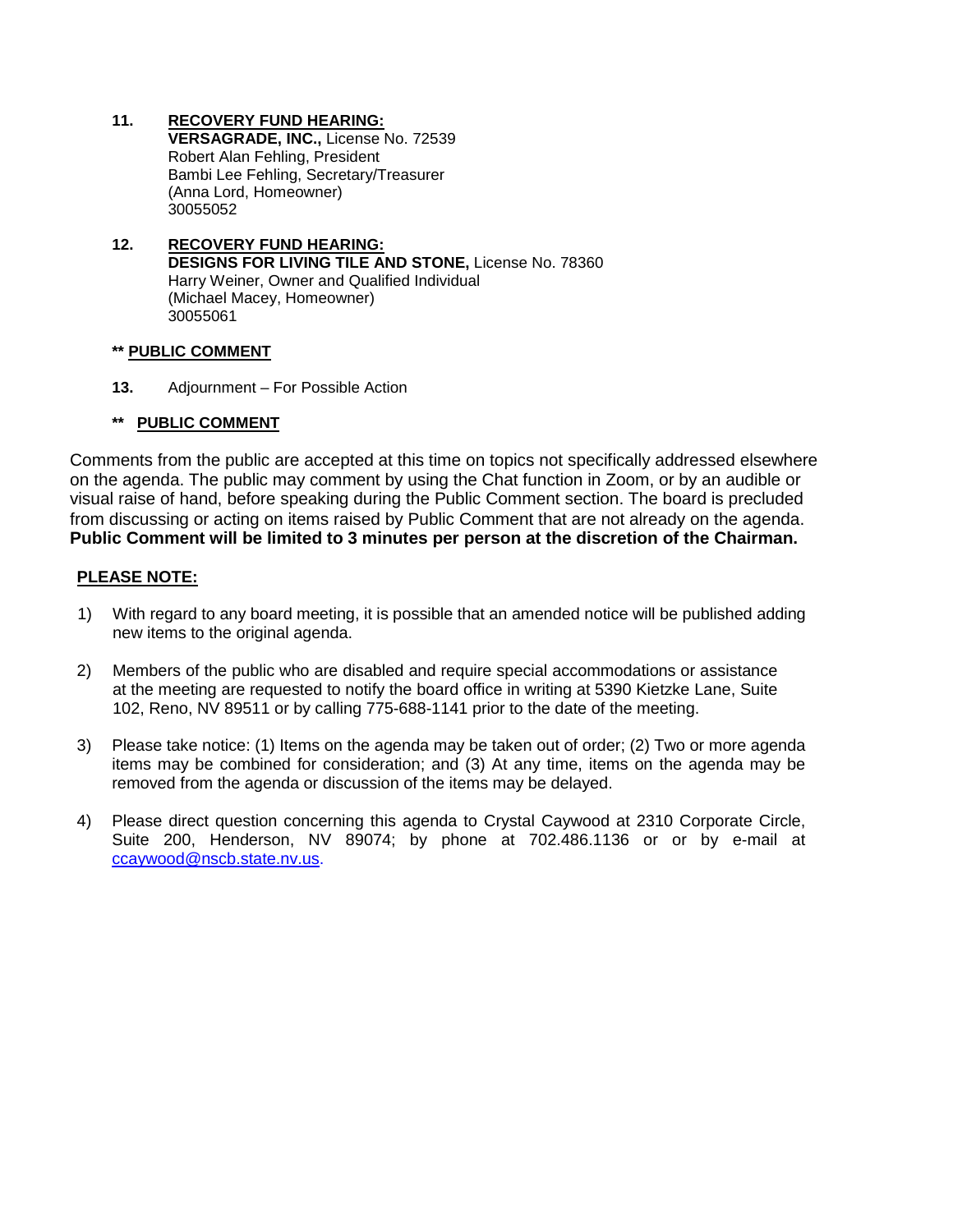**11.** **RECOVERY FUND HEARING:**
**VERSAGRADE, INC.,** License No. 72539
Robert Alan Fehling, President
Bambi Lee Fehling, Secretary/Treasurer
(Anna Lord, Homeowner)
30055052

**12.** **RECOVERY FUND HEARING:**
**DESIGNS FOR LIVING TILE AND STONE,** License No. 78360
Harry Weiner, Owner and Qualified Individual
(Michael Macey, Homeowner)
30055061

**\*\* PUBLIC COMMENT**

**13.** Adjournment – For Possible Action

**\*\* PUBLIC COMMENT**

Comments from the public are accepted at this time on topics not specifically addressed elsewhere on the agenda. The public may comment by using the Chat function in Zoom, or by an audible or visual raise of hand, before speaking during the Public Comment section. The board is precluded from discussing or acting on items raised by Public Comment that are not already on the agenda. **Public Comment will be limited to 3 minutes per person at the discretion of the Chairman.**

**PLEASE NOTE:**

1) With regard to any board meeting, it is possible that an amended notice will be published adding new items to the original agenda.

2) Members of the public who are disabled and require special accommodations or assistance at the meeting are requested to notify the board office in writing at 5390 Kietzke Lane, Suite 102, Reno, NV 89511 or by calling 775-688-1141 prior to the date of the meeting.

3) Please take notice: (1) Items on the agenda may be taken out of order; (2) Two or more agenda items may be combined for consideration; and (3) At any time, items on the agenda may be removed from the agenda or discussion of the items may be delayed.

4) Please direct question concerning this agenda to Crystal Caywood at 2310 Corporate Circle, Suite 200, Henderson, NV 89074; by phone at 702.486.1136 or or by e-mail at ccaywood@nscb.state.nv.us.